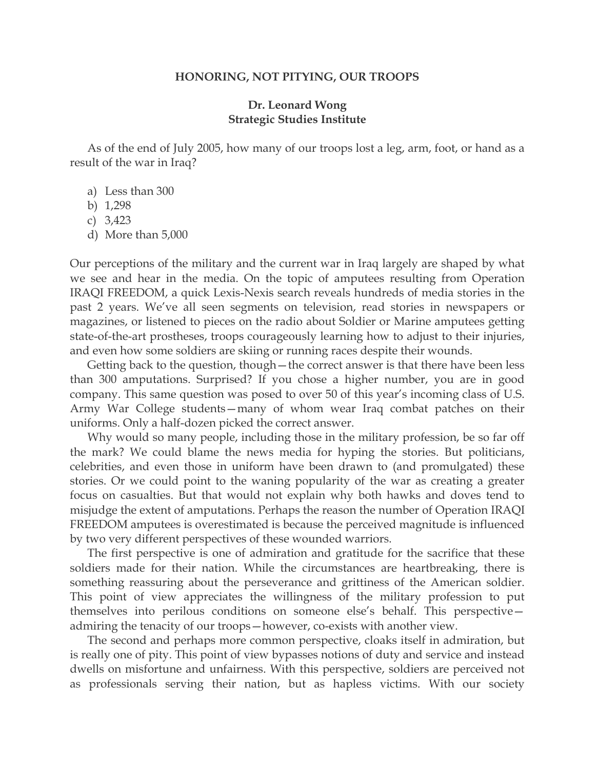# HONORING, NOT PITYING, OUR TROOPS

**Dr. Leonard Wong**
**Strategic Studies Institute**

As of the end of July 2005, how many of our troops lost a leg, arm, foot, or hand as a result of the war in Iraq?

a) Less than 300
b) 1,298
c) 3,423
d) More than 5,000

Our perceptions of the military and the current war in Iraq largely are shaped by what we see and hear in the media. On the topic of amputees resulting from Operation IRAQI FREEDOM, a quick Lexis-Nexis search reveals hundreds of media stories in the past 2 years. We've all seen segments on television, read stories in newspapers or magazines, or listened to pieces on the radio about Soldier or Marine amputees getting state-of-the-art prostheses, troops courageously learning how to adjust to their injuries, and even how some soldiers are skiing or running races despite their wounds.

Getting back to the question, though—the correct answer is that there have been less than 300 amputations. Surprised? If you chose a higher number, you are in good company. This same question was posed to over 50 of this year's incoming class of U.S. Army War College students—many of whom wear Iraq combat patches on their uniforms. Only a half-dozen picked the correct answer.

Why would so many people, including those in the military profession, be so far off the mark? We could blame the news media for hyping the stories. But politicians, celebrities, and even those in uniform have been drawn to (and promulgated) these stories. Or we could point to the waning popularity of the war as creating a greater focus on casualties. But that would not explain why both hawks and doves tend to misjudge the extent of amputations. Perhaps the reason the number of Operation IRAQI FREEDOM amputees is overestimated is because the perceived magnitude is influenced by two very different perspectives of these wounded warriors.

The first perspective is one of admiration and gratitude for the sacrifice that these soldiers made for their nation. While the circumstances are heartbreaking, there is something reassuring about the perseverance and grittiness of the American soldier. This point of view appreciates the willingness of the military profession to put themselves into perilous conditions on someone else's behalf. This perspective—admiring the tenacity of our troops—however, co-exists with another view.

The second and perhaps more common perspective, cloaks itself in admiration, but is really one of pity. This point of view bypasses notions of duty and service and instead dwells on misfortune and unfairness. With this perspective, soldiers are perceived not as professionals serving their nation, but as hapless victims. With our society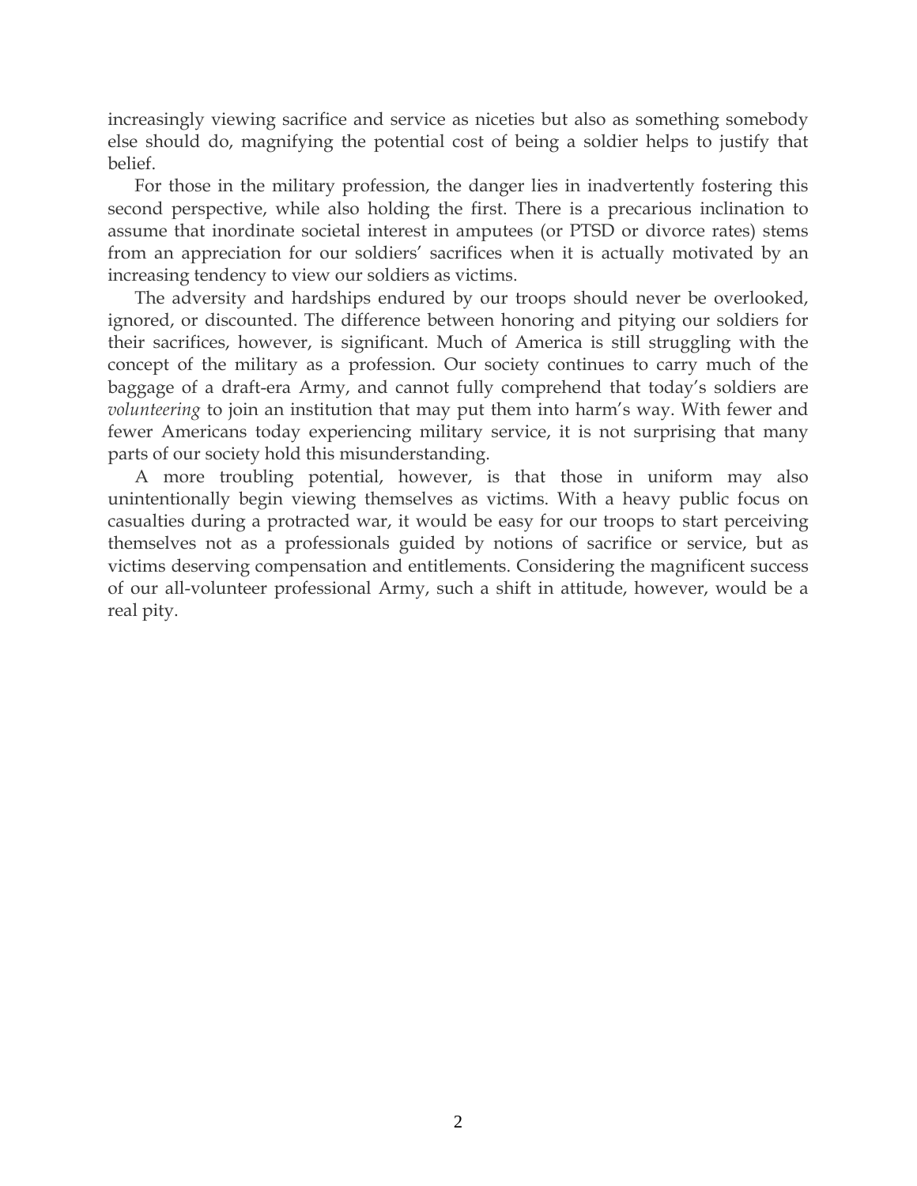increasingly viewing sacrifice and service as niceties but also as something somebody else should do, magnifying the potential cost of being a soldier helps to justify that belief.

For those in the military profession, the danger lies in inadvertently fostering this second perspective, while also holding the first. There is a precarious inclination to assume that inordinate societal interest in amputees (or PTSD or divorce rates) stems from an appreciation for our soldiers' sacrifices when it is actually motivated by an increasing tendency to view our soldiers as victims.

The adversity and hardships endured by our troops should never be overlooked, ignored, or discounted. The difference between honoring and pitying our soldiers for their sacrifices, however, is significant. Much of America is still struggling with the concept of the military as a profession. Our society continues to carry much of the baggage of a draft-era Army, and cannot fully comprehend that today's soldiers are *volunteering* to join an institution that may put them into harm's way. With fewer and fewer Americans today experiencing military service, it is not surprising that many parts of our society hold this misunderstanding.

A more troubling potential, however, is that those in uniform may also unintentionally begin viewing themselves as victims. With a heavy public focus on casualties during a protracted war, it would be easy for our troops to start perceiving themselves not as a professionals guided by notions of sacrifice or service, but as victims deserving compensation and entitlements. Considering the magnificent success of our all-volunteer professional Army, such a shift in attitude, however, would be a real pity.